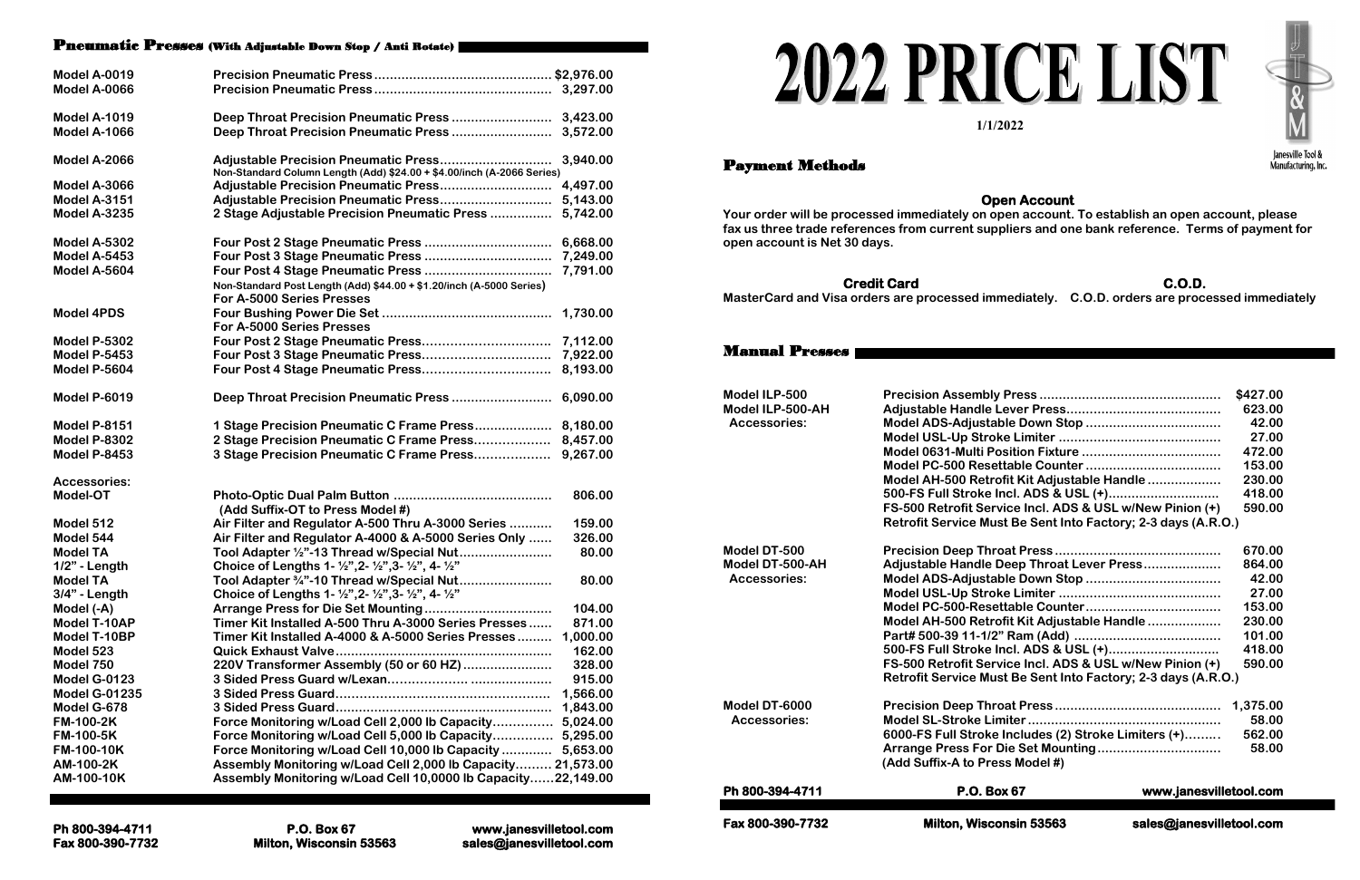# 2022 PRICE LIST

1/1/2022

Janesville Tool & Manufacturing, Inc.

## Payment Methods

**Open Account**

Your order will be processed immediately on open account. To establish an open account, please fax us three trade references from current suppliers and one bank reference. Terms of payment for open account is Net 30 days.

**Credit Card**

MasterCard and Visa orders are processed immediately.

**C.O.D.**

C.O.D. orders are processed immediately

## Pneumatic Presses (With Adjustable Down Stop / Anti Rotate)

| Model | Description | Price |
|---|---|---|
| Model A-0019 | Precision Pneumatic Press | $2,976.00 |
| Model A-0066 | Precision Pneumatic Press | 3,297.00 |
| Model A-1019 | Deep Throat Precision Pneumatic Press | 3,423.00 |
| Model A-1066 | Deep Throat Precision Pneumatic Press | 3,572.00 |
| Model A-2066 | Adjustable Precision Pneumatic Press | 3,940.00 |
| | Non-Standard Column Length (Add) $24.00 + $4.00/inch (A-2066 Series) | |
| Model A-3066 | Adjustable Precision Pneumatic Press | 4,497.00 |
| Model A-3151 | Adjustable Precision Pneumatic Press | 5,143.00 |
| Model A-3235 | 2 Stage Adjustable Precision Pneumatic Press | 5,742.00 |
| Model A-5302 | Four Post 2 Stage Pneumatic Press | 6,668.00 |
| Model A-5453 | Four Post 3 Stage Pneumatic Press | 7,249.00 |
| Model A-5604 | Four Post 4 Stage Pneumatic Press | 7,791.00 |
| | Non-Standard Post Length (Add) $44.00 + $1.20/inch (A-5000 Series) | |
| | For A-5000 Series Presses | |
| Model 4PDS | Four Bushing Power Die Set | 1,730.00 |
| | For A-5000 Series Presses | |
| Model P-5302 | Four Post 2 Stage Pneumatic Press | 7,112.00 |
| Model P-5453 | Four Post 3 Stage Pneumatic Press | 7,922.00 |
| Model P-5604 | Four Post 4 Stage Pneumatic Press | 8,193.00 |
| Model P-6019 | Deep Throat Precision Pneumatic Press | 6,090.00 |
| Model P-8151 | 1 Stage Precision Pneumatic C Frame Press | 8,180.00 |
| Model P-8302 | 2 Stage Precision Pneumatic C Frame Press | 8,457.00 |
| Model P-8453 | 3 Stage Precision Pneumatic C Frame Press | 9,267.00 |
| **Accessories:** | | |
| Model-OT | Photo-Optic Dual Palm Button | 806.00 |
| | (Add Suffix-OT to Press Model #) | |
| Model 512 | Air Filter and Regulator A-500 Thru A-3000 Series | 159.00 |
| Model 544 | Air Filter and Regulator A-4000 & A-5000 Series Only | 326.00 |
| Model TA | Tool Adapter ½"-13 Thread w/Special Nut | 80.00 |
| 1/2" - Length | Choice of Lengths 1- ½",2- ½",3- ½", 4- ½" | |
| Model TA | Tool Adapter ¾"-10 Thread w/Special Nut | 80.00 |
| 3/4" - Length | Choice of Lengths 1- ½",2- ½",3- ½", 4- ½" | |
| Model (-A) | Arrange Press for Die Set Mounting | 104.00 |
| Model T-10AP | Timer Kit Installed A-500 Thru A-3000 Series Presses | 871.00 |
| Model T-10BP | Timer Kit Installed A-4000 & A-5000 Series Presses | 1,000.00 |
| Model 523 | Quick Exhaust Valve | 162.00 |
| Model 750 | 220V Transformer Assembly (50 or 60 HZ) | 328.00 |
| Model G-0123 | 3 Sided Press Guard w/Lexan | 915.00 |
| Model G-01235 | 3 Sided Press Guard | 1,566.00 |
| Model G-678 | 3 Sided Press Guard | 1,843.00 |
| FM-100-2K | Force Monitoring w/Load Cell 2,000 lb Capacity | 5,024.00 |
| FM-100-5K | Force Monitoring w/Load Cell 5,000 lb Capacity | 5,295.00 |
| FM-100-10K | Force Monitoring w/Load Cell 10,000 lb Capacity | 5,653.00 |
| AM-100-2K | Assembly Monitoring w/Load Cell 2,000 lb Capacity | 21,573.00 |
| AM-100-10K | Assembly Monitoring w/Load Cell 10,0000 lb Capacity | 22,149.00 |

## Manual Presses

| Model | Description | Price |
|---|---|---|
| Model ILP-500 | Precision Assembly Press | $427.00 |
| Model ILP-500-AH | Adjustable Handle Lever Press | 623.00 |
| Accessories: | Model ADS-Adjustable Down Stop | 42.00 |
| | Model USL-Up Stroke Limiter | 27.00 |
| | Model 0631-Multi Position Fixture | 472.00 |
| | Model PC-500 Resettable Counter | 153.00 |
| | Model AH-500 Retrofit Kit Adjustable Handle | 230.00 |
| | 500-FS Full Stroke Incl. ADS & USL (+) | 418.00 |
| | FS-500 Retrofit Service Incl. ADS & USL w/New Pinion (+) | 590.00 |
| | Retrofit Service Must Be Sent Into Factory; 2-3 days (A.R.O.) | |
| Model DT-500 | Precision Deep Throat Press | 670.00 |
| Model DT-500-AH | Adjustable Handle Deep Throat Lever Press | 864.00 |
| Accessories: | Model ADS-Adjustable Down Stop | 42.00 |
| | Model USL-Up Stroke Limiter | 27.00 |
| | Model PC-500-Resettable Counter | 153.00 |
| | Model AH-500 Retrofit Kit Adjustable Handle | 230.00 |
| | Part# 500-39 11-1/2" Ram (Add) | 101.00 |
| | 500-FS Full Stroke Incl. ADS & USL (+) | 418.00 |
| | FS-500 Retrofit Service Incl. ADS & USL w/New Pinion (+) | 590.00 |
| | Retrofit Service Must Be Sent Into Factory; 2-3 days (A.R.O.) | |
| Model DT-6000 | Precision Deep Throat Press | 1,375.00 |
| Accessories: | Model SL-Stroke Limiter | 58.00 |
| | 6000-FS Full Stroke Includes (2) Stroke Limiters (+) | 562.00 |
| | Arrange Press For Die Set Mounting | 58.00 |
| | (Add Suffix-A to Press Model #) | |

Ph 800-394-4711 | P.O. Box 67 | www.janesvilletool.com

Fax 800-390-7732 | Milton, Wisconsin 53563 | sales@janesvilletool.com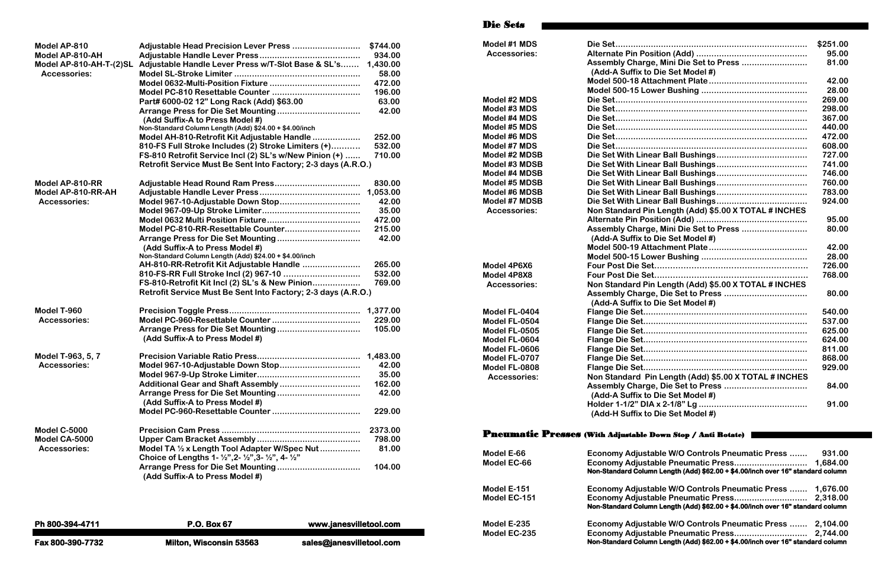| | | |
|---|---|---|
| Model AP-810 | Adjustable Head Precision Lever Press | $744.00 |
| Model AP-810-AH | Adjustable Handle Lever Press | 934.00 |
| Model AP-810-AH-T-(2)SL | Adjustable Handle Lever Press w/T-Slot Base & SL's | 1,430.00 |
| Accessories: | Model SL-Stroke Limiter | 58.00 |
| | Model 0632-Multi-Position Fixture | 472.00 |
| | Model PC-810 Resettable Counter | 196.00 |
| | Part# 6000-02 12" Long Rack (Add) $63.00 | 63.00 |
| | Arrange Press for Die Set Mounting (Add Suffix-A to Press Model #) | 42.00 |
| | Non-Standard Column Length (Add) $24.00 + $4.00/inch | |
| | Model AH-810-Retrofit Kit Adjustable Handle | 252.00 |
| | 810-FS Full Stroke Includes (2) Stroke Limiters (+) | 532.00 |
| | FS-810 Retrofit Service Incl (2) SL's w/New Pinion (+) | 710.00 |
| | Retrofit Service Must Be Sent Into Factory; 2-3 days (A.R.O.) | |
| Model AP-810-RR | Adjustable Head Round Ram Press | 830.00 |
| Model AP-810-RR-AH | Adjustable Handle Lever Press | 1,053.00 |
| Accessories: | Model 967-10-Adjustable Down Stop | 42.00 |
| | Model 967-09-Up Stroke Limiter | 35.00 |
| | Model 0632 Multi Position Fixture | 472.00 |
| | Model PC-810-RR-Resettable Counter | 215.00 |
| | Arrange Press for Die Set Mounting (Add Suffix-A to Press Model #) | 42.00 |
| | Non-Standard Column Length (Add) $24.00 + $4.00/inch | |
| | AH-810-RR-Retrofit Kit Adjustable Handle | 265.00 |
| | 810-FS-RR Full Stroke Incl (2) 967-10 | 532.00 |
| | FS-810-Retrofit Kit Incl (2) SL's & New Pinion | 769.00 |
| | Retrofit Service Must Be Sent Into Factory; 2-3 days (A.R.O.) | |
| Model T-960 | Precision Toggle Press | 1,377.00 |
| Accessories: | Model PC-960-Resettable Counter | 229.00 |
| | Arrange Press for Die Set Mounting (Add Suffix-A to Press Model #) | 105.00 |
| Model T-963, 5, 7 | Precision Variable Ratio Press | 1,483.00 |
| Accessories: | Model 967-10-Adjustable Down Stop | 42.00 |
| | Model 967-9-Up Stroke Limiter | 35.00 |
| | Additional Gear and Shaft Assembly | 162.00 |
| | Arrange Press for Die Set Mounting (Add Suffix-A to Press Model #) | 42.00 |
| | Model PC-960-Resettable Counter | 229.00 |
| Model C-5000 | Precision Cam Press | 2373.00 |
| Model CA-5000 | Upper Cam Bracket Assembly | 798.00 |
| Accessories: | Model TA ½ x Length Tool Adapter W/Spec Nut | 81.00 |
| | Choice of Lengths 1- ½",2- ½",3- ½", 4- ½" | |
| | Arrange Press for Die Set Mounting (Add Suffix-A to Press Model #) | 104.00 |

Ph 800-394-4711 | P.O. Box 67 | www.janesvilletool.com

Fax 800-390-7732 | Milton, Wisconsin 53563 | sales@janesvilletool.com

## Die Sets

| | | |
|---|---|---|
| Model #1 MDS | Die Set | $251.00 |
| Accessories: | Alternate Pin Position (Add) | 95.00 |
| | Assembly Charge, Mini Die Set to Press (Add-A Suffix to Die Set Model #) | 81.00 |
| | Model 500-18 Attachment Plate | 42.00 |
| | Model 500-15 Lower Bushing | 28.00 |
| Model #2 MDS | Die Set | 269.00 |
| Model #3 MDS | Die Set | 298.00 |
| Model #4 MDS | Die Set | 367.00 |
| Model #5 MDS | Die Set | 440.00 |
| Model #6 MDS | Die Set | 472.00 |
| Model #7 MDS | Die Set | 608.00 |
| Model #2 MDSB | Die Set With Linear Ball Bushings | 727.00 |
| Model #3 MDSB | Die Set With Linear Ball Bushings | 741.00 |
| Model #4 MDSB | Die Set With Linear Ball Bushings | 746.00 |
| Model #5 MDSB | Die Set With Linear Ball Bushings | 760.00 |
| Model #6 MDSB | Die Set With Linear Ball Bushings | 783.00 |
| Model #7 MDSB | Die Set With Linear Ball Bushings | 924.00 |
| Accessories: | Non Standard Pin Length (Add) $5.00 X TOTAL # INCHES | |
| | Alternate Pin Position (Add) | 95.00 |
| | Assembly Charge, Mini Die Set to Press (Add-A Suffix to Die Set Model #) | 80.00 |
| | Model 500-19 Attachment Plate | 42.00 |
| | Model 500-15 Lower Bushing | 28.00 |
| Model 4P6X6 | Four Post Die Set | 726.00 |
| Model 4P8X8 | Four Post Die Set | 768.00 |
| Accessories: | Non Standard Pin Length (Add) $5.00 X TOTAL # INCHES | |
| | Assembly Charge, Die Set to Press (Add-A Suffix to Die Set Model #) | 80.00 |
| Model FL-0404 | Flange Die Set | 540.00 |
| Model FL-0504 | Flange Die Set | 537.00 |
| Model FL-0505 | Flange Die Set | 625.00 |
| Model FL-0604 | Flange Die Set | 624.00 |
| Model FL-0606 | Flange Die Set | 811.00 |
| Model FL-0707 | Flange Die Set | 868.00 |
| Model FL-0808 | Flange Die Set | 929.00 |
| Accessories: | Non Standard Pin Length (Add) $5.00 X TOTAL # INCHES | |
| | Assembly Charge, Die Set to Press (Add-A Suffix to Die Set Model #) | 84.00 |
| | Holder 1-1/2" DIA x 2-1/8" Lg (Add-H Suffix to Die Set Model #) | 91.00 |

## Pneumatic Presses (With Adjustable Down Stop / Anti Rotate)

| | | |
|---|---|---|
| Model E-66 | Economy Adjustable W/O Controls Pneumatic Press | 931.00 |
| Model EC-66 | Economy Adjustable Pneumatic Press | 1,684.00 |
| | Non-Standard Column Length (Add) $62.00 + $4.00/inch over 16" standard column | |
| Model E-151 | Economy Adjustable W/O Controls Pneumatic Press | 1,676.00 |
| Model EC-151 | Economy Adjustable Pneumatic Press | 2,318.00 |
| | Non-Standard Column Length (Add) $62.00 + $4.00/inch over 16" standard column | |
| Model E-235 | Economy Adjustable W/O Controls Pneumatic Press | 2,104.00 |
| Model EC-235 | Economy Adjustable Pneumatic Press | 2,744.00 |
| | Non-Standard Column Length (Add) $62.00 + $4.00/inch over 16" standard column | |